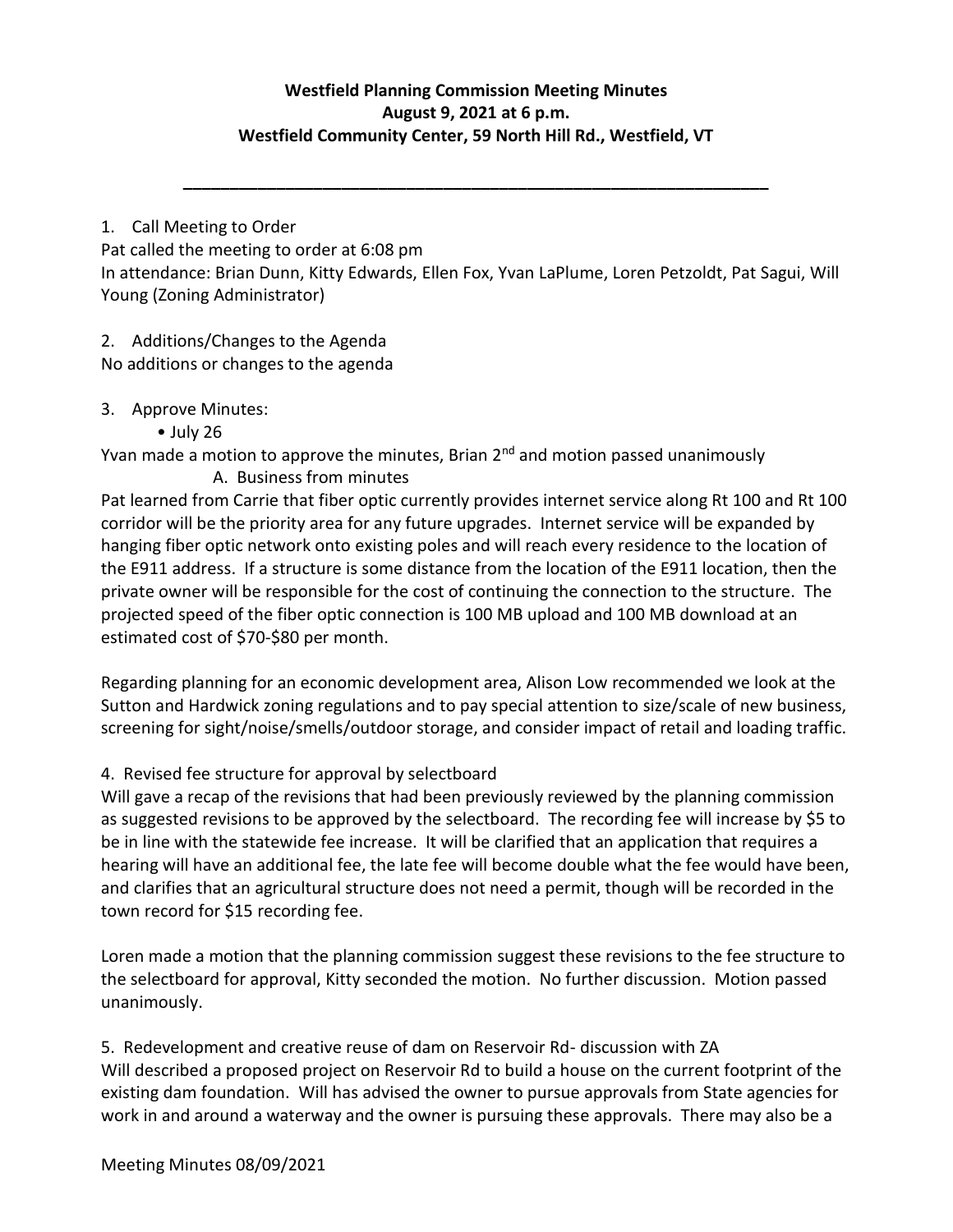**Westfield Planning Commission Meeting Minutes**
**August 9, 2021 at 6 p.m.**
**Westfield Community Center, 59 North Hill Rd., Westfield, VT**

---

1. Call Meeting to Order

Pat called the meeting to order at 6:08 pm
In attendance: Brian Dunn, Kitty Edwards, Ellen Fox, Yvan LaPlume, Loren Petzoldt, Pat Sagui, Will Young (Zoning Administrator)

2. Additions/Changes to the Agenda

No additions or changes to the agenda

3. Approve Minutes:
   - July 26

Yvan made a motion to approve the minutes, Brian 2nd and motion passed unanimously

   A. Business from minutes

Pat learned from Carrie that fiber optic currently provides internet service along Rt 100 and Rt 100 corridor will be the priority area for any future upgrades. Internet service will be expanded by hanging fiber optic network onto existing poles and will reach every residence to the location of the E911 address. If a structure is some distance from the location of the E911 location, then the private owner will be responsible for the cost of continuing the connection to the structure. The projected speed of the fiber optic connection is 100 MB upload and 100 MB download at an estimated cost of $70-$80 per month.

Regarding planning for an economic development area, Alison Low recommended we look at the Sutton and Hardwick zoning regulations and to pay special attention to size/scale of new business, screening for sight/noise/smells/outdoor storage, and consider impact of retail and loading traffic.

4. Revised fee structure for approval by selectboard

Will gave a recap of the revisions that had been previously reviewed by the planning commission as suggested revisions to be approved by the selectboard. The recording fee will increase by $5 to be in line with the statewide fee increase. It will be clarified that an application that requires a hearing will have an additional fee, the late fee will become double what the fee would have been, and clarifies that an agricultural structure does not need a permit, though will be recorded in the town record for $15 recording fee.

Loren made a motion that the planning commission suggest these revisions to the fee structure to the selectboard for approval, Kitty seconded the motion. No further discussion. Motion passed unanimously.

5. Redevelopment and creative reuse of dam on Reservoir Rd- discussion with ZA

Will described a proposed project on Reservoir Rd to build a house on the current footprint of the existing dam foundation. Will has advised the owner to pursue approvals from State agencies for work in and around a waterway and the owner is pursuing these approvals. There may also be a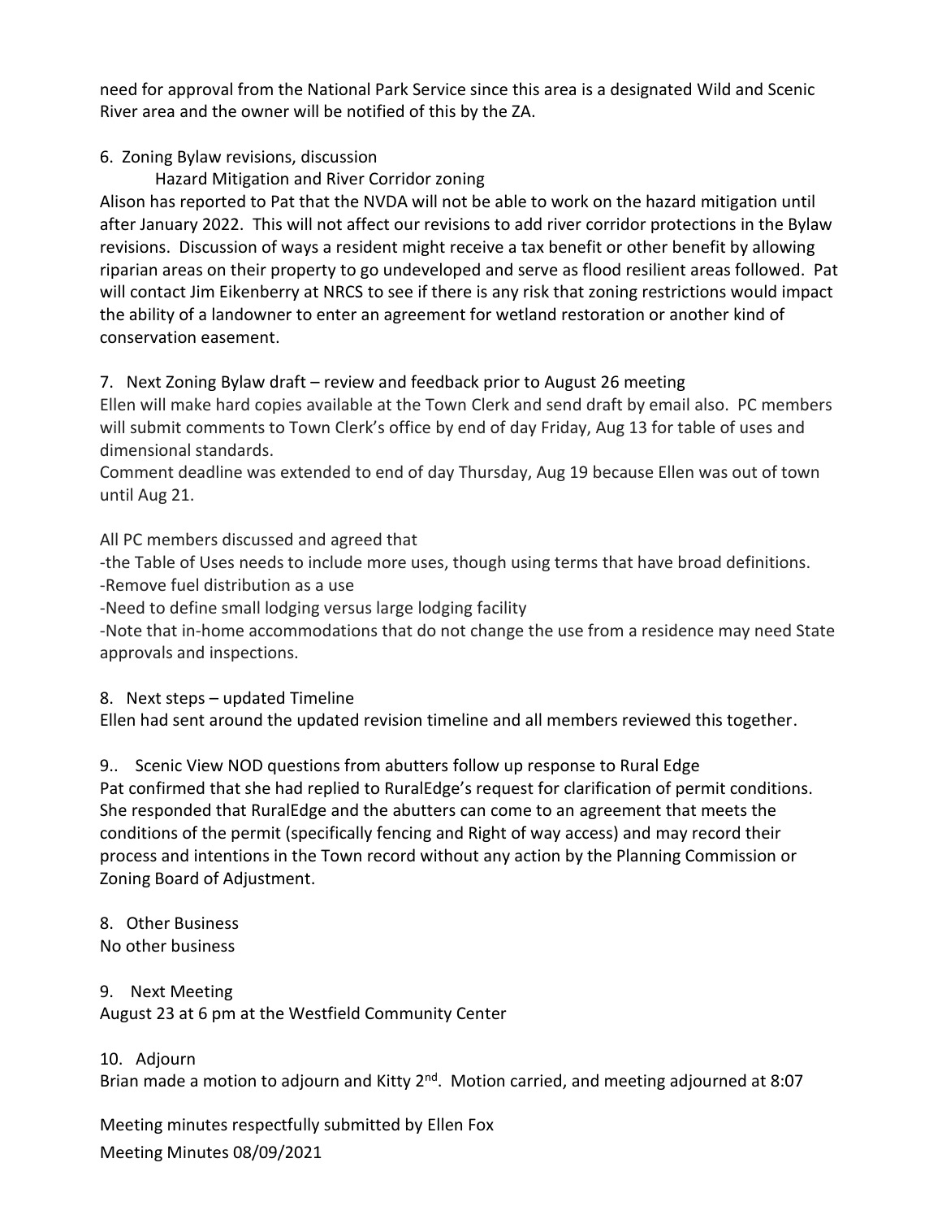need for approval from the National Park Service since this area is a designated Wild and Scenic River area and the owner will be notified of this by the ZA.

6. Zoning Bylaw revisions, discussion

Hazard Mitigation and River Corridor zoning

Alison has reported to Pat that the NVDA will not be able to work on the hazard mitigation until after January 2022. This will not affect our revisions to add river corridor protections in the Bylaw revisions. Discussion of ways a resident might receive a tax benefit or other benefit by allowing riparian areas on their property to go undeveloped and serve as flood resilient areas followed. Pat will contact Jim Eikenberry at NRCS to see if there is any risk that zoning restrictions would impact the ability of a landowner to enter an agreement for wetland restoration or another kind of conservation easement.

7. Next Zoning Bylaw draft – review and feedback prior to August 26 meeting

Ellen will make hard copies available at the Town Clerk and send draft by email also. PC members will submit comments to Town Clerk's office by end of day Friday, Aug 13 for table of uses and dimensional standards.

Comment deadline was extended to end of day Thursday, Aug 19 because Ellen was out of town until Aug 21.

All PC members discussed and agreed that

-the Table of Uses needs to include more uses, though using terms that have broad definitions.

-Remove fuel distribution as a use

-Need to define small lodging versus large lodging facility

-Note that in-home accommodations that do not change the use from a residence may need State approvals and inspections.

8. Next steps – updated Timeline

Ellen had sent around the updated revision timeline and all members reviewed this together.

9.. Scenic View NOD questions from abutters follow up response to Rural Edge

Pat confirmed that she had replied to RuralEdge's request for clarification of permit conditions. She responded that RuralEdge and the abutters can come to an agreement that meets the conditions of the permit (specifically fencing and Right of way access) and may record their process and intentions in the Town record without any action by the Planning Commission or Zoning Board of Adjustment.

8. Other Business

No other business

9. Next Meeting

August 23 at 6 pm at the Westfield Community Center

10. Adjourn

Brian made a motion to adjourn and Kitty 2nd. Motion carried, and meeting adjourned at 8:07

Meeting minutes respectfully submitted by Ellen Fox

Meeting Minutes 08/09/2021